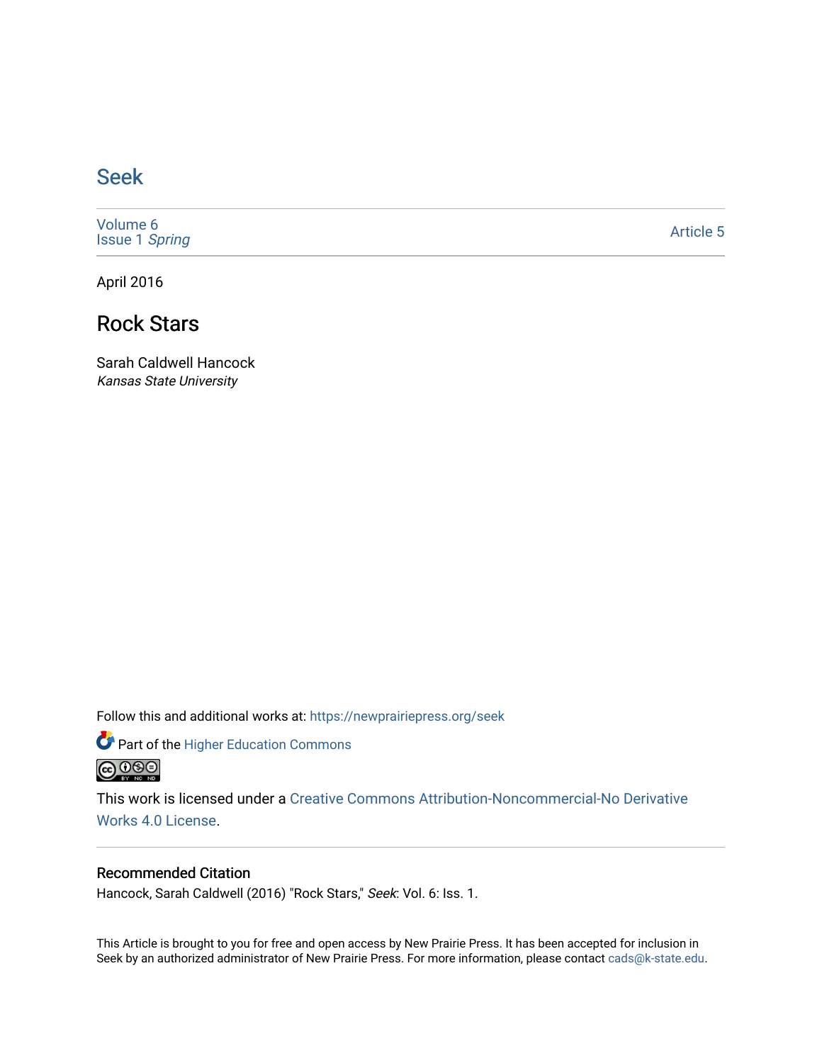# Seek

Volume 6
Issue 1 *Spring*

Article 5

April 2016

## Rock Stars

Sarah Caldwell Hancock
*Kansas State University*

Follow this and additional works at: https://newprairiepress.org/seek

Part of the Higher Education Commons

This work is licensed under a Creative Commons Attribution-Noncommercial-No Derivative Works 4.0 License.

### Recommended Citation

Hancock, Sarah Caldwell (2016) "Rock Stars," *Seek*: Vol. 6: Iss. 1.

This Article is brought to you for free and open access by New Prairie Press. It has been accepted for inclusion in Seek by an authorized administrator of New Prairie Press. For more information, please contact cads@k-state.edu.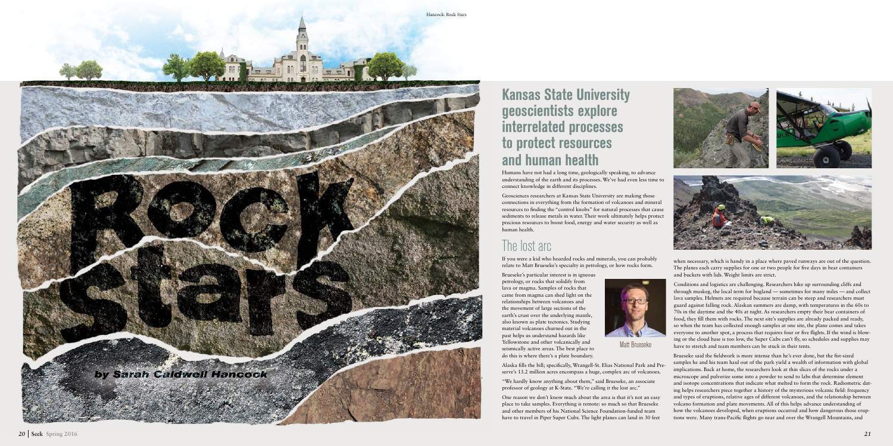# Rock Stars

*by Sarah Caldwell Hancock*

## Kansas State University geoscientists explore interrelated processes to protect resources and human health

Humans have not had a long time, geologically speaking, to advance understanding of the earth and its processes. We've had even less time to connect knowledge in different disciplines.

Geosciences researchers at Kansas State University are making those connections in everything from the formation of volcanoes and mineral resources to finding the "control knobs" for natural processes that cause sediments to release metals in water. Their work ultimately helps protect precious resources to boost food, energy and water security as well as human health.

## The lost arc

If you were a kid who hoarded rocks and minerals, you can probably relate to Matt Brueseke's specialty in petrology, or how rocks form.

Brueseke's particular interest is in igneous petrology, or rocks that solidify from lava or magma. Samples of rocks that came from magma can shed light on the relationships between volcanoes and the movement of large sections of the earth's crust over the underlying mantle, also known as plate tectonics. Studying material volcanoes churned out in the past helps us understand hazards like Yellowstone and other volcanically and seismically active areas. The best place to do this is where there's a plate boundary.

Matt Brueseke

Alaska fills the bill; specifically, Wrangell-St. Elias National Park and Preserve's 13.2 million acres encompass a huge, complex arc of volcanoes.

"We hardly know anything about them," said Brueseke, an associate professor of geology at K-State. "We're calling it the lost arc."

One reason we don't know much about the area is that it's not an easy place to take samples. Everything is remote: so much so that Brueseke and other members of his National Science Foundation-funded team have to travel in Piper Super Cubs. The light planes can land in 30 feet when necessary, which is handy in a place where paved runways are out of the question. The planes each carry supplies for one or two people for five days in bear containers and buckets with lids. Weight limits are strict.

Conditions and logistics are challenging. Researchers hike up surrounding cliffs and through muskeg, the local term for bogland — sometimes for many miles — and collect lava samples. Helmets are required because terrain can be steep and researchers must guard against falling rock. Alaskan summers are damp, with temperatures in the 60s to 70s in the daytime and the 40s at night. As researchers empty their bear containers of food, they fill them with rocks. The next site's supplies are already packed and ready, so when the team has collected enough samples at one site, the plane comes and takes everyone to another spot, a process that requires four or five flights. If the wind is blowing or the cloud base is too low, the Super Cubs can't fly, so schedules and supplies may have to stretch and team members can be stuck in their tents.

Brueseke said the fieldwork is more intense than he's ever done, but the fist-sized samples he and his team haul out of the park yield a wealth of information with global implications. Back at home, the researchers look at thin slices of the rocks under a microscope and pulverize some into a powder to send to labs that determine element and isotope concentrations that indicate what melted to form the rock. Radiometric dating helps researchers piece together a history of the mysterious volcanic field: frequency and types of eruptions, relative ages of different volcanoes, and the relationship between volcano formation and plate movements. All of this helps advance understanding of how the volcanoes developed, when eruptions occurred and how dangerous those eruptions were. Many trans-Pacific flights go near and over the Wrangell Mountains, and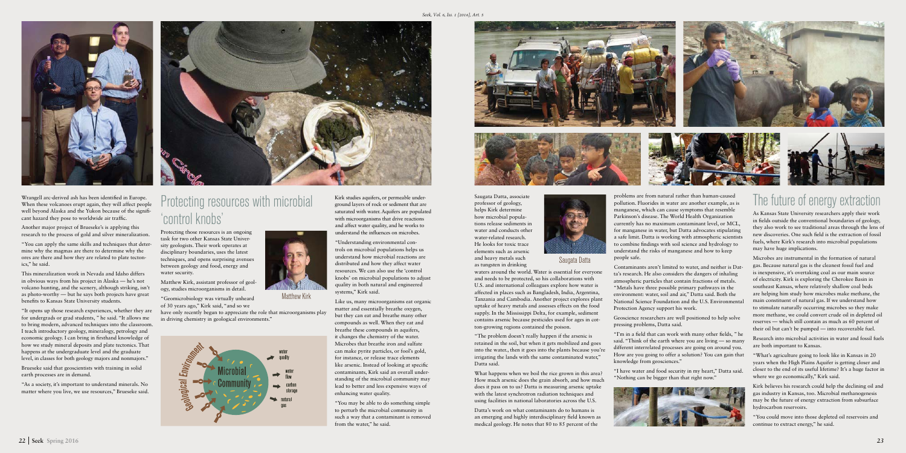Wrangell arc-derived ash has been identified in Europe. When these volcanoes erupt again, they will affect people well beyond Alaska and the Yukon because of the significant hazard they pose to worldwide air traffic.

Another major project of Brueseke's is applying this research to the process of gold and silver mineralization.

"You can apply the same skills and techniques that determine why the magmas are there to determine why the ores are there and how they are related to plate tectonics," he said.

This mineralization work in Nevada and Idaho differs in obvious ways from his project in Alaska — he's not volcano hunting, and the scenery, although striking, isn't as photo-worthy — but he says both projects have great benefits to Kansas State University students.

"It opens up those research experiences, whether they are for undergrads or grad students, " he said. "It allows me to bring modern, advanced techniques into the classroom. I teach introductory geology, mineralogy, petrology and economic geology. I can bring in firsthand knowledge of how we study mineral deposits and plate tectonics. That happens at the undergraduate level and the graduate level, in classes for both geology majors and nonmajors."

Brueseke said that geoscientists with training in solid earth processes are in demand.

"As a society, it's important to understand minerals. No matter where you live, we use resources," Brueseke said.

# Protecting resources with microbial 'control knobs'

Protecting those resources is an ongoing task for two other Kansas State University geologists. Their work operates at disciplinary boundaries, uses the latest techniques, and opens surprising avenues between geology and food, energy and water security.

Matthew Kirk, assistant professor of geology, studies microorganisms in detail.

Matthew Kirk

"Geomicrobiology was virtually unheard of 30 years ago," Kirk said, "and so we have only recently begun to appreciate the role that microorganisms play in driving chemistry in geological environments."

Geological Environment
Microbial Community
water quality
water flow
carbon storage
natural gas

Kirk studies aquifers, or permeable underground layers of rock or sediment that are saturated with water. Aquifers are populated with microorganisms that drive reactions and affect water quality, and he works to understand the influences on microbes.

"Understanding environmental controls on microbial populations helps us understand how microbial reactions are distributed and how they affect water resources. We can also use the 'control knobs' on microbial populations to adjust quality in both natural and engineered systems," Kirk said.

Like us, many microorganisms eat organic matter and essentially breathe oxygen, but they can eat and breathe many other compounds as well. When they eat and breathe these compounds in aquifers, it changes the chemistry of the water. Microbes that breathe iron and sulfate can make pyrite particles, or fool's gold, for instance, or release trace elements like arsenic. Instead of looking at specific contaminants, Kirk said an overall understanding of the microbial community may lead to better and less expensive ways of enhancing water quality.

"You may be able to do something simple to perturb the microbial community in such a way that a contaminant is removed from the water," he said.

Saugata Datta, associate professor of geology, helps Kirk determine how microbial populations release sediments in water and conducts other water-related research. He looks for toxic trace elements such as arsenic and heavy metals such as tungsten in drinking waters around the world. Water is essential for everyone and needs to be protected, so his collaborations with U.S. and international colleagues explore how water is affected in places such as Bangladesh, India, Argentina, Tanzania and Cambodia. Another project explores plant uptake of heavy metals and assesses effects on the food supply. In the Mississippi Delta, for example, sediment contains arsenic because pesticides used for ages in cotton-growing regions contained the poison.

Saugata Datta

"The problem doesn't really happen if the arsenic is retained in the soil, but when it gets mobilized and goes into the water., then it goes into the plants because you're irrigating the lands with the same contaminated water," Datta said.

What happens when we boil the rice grown in this area? How much arsenic does the grain absorb, and how much does it pass on to us? Datta is measuring arsenic uptake with the latest synchrotron radiation techniques and using facilities in national laboratories across the U.S.

Datta's work on what contaminants do to humans is an emerging and highly interdisciplinary field known as medical geology. He notes that 80 to 85 percent of the problems are from natural rather than human-caused pollution. Fluorides in water are another example, as is manganese, which can cause symptoms that resemble Parkinson's disease. The World Health Organization currently has no maximum contaminant level, or MCL, for manganese in water, but Datta advocates stipulating a safe limit. Datta is working with atmospheric scientists to combine findings with soil science and hydrology to understand the risks of manganese and how to keep people safe.

Contaminants aren't limited to water, and neither is Datta's research. He also considers the dangers of inhaling atmospheric particles that contain fractions of metals. "Metals have three possible primary pathways in the environment: water, soil and air," Datta said. Both the National Science Foundation and the U.S. Environmental Protection Agency support his work.

Geoscience researchers are well positioned to help solve pressing problems, Datta said.

"I'm in a field that can work with many other fields, " he said. "Think of the earth where you are living — so many different interrelated processes are going on around you. How are you going to offer a solution? You can gain that knowledge from geosciences."

"I have water and food security in my heart," Datta said. "Nothing can be bigger than that right now."

# The future of energy extraction

As Kansas State University researchers apply their work in fields outside the conventional boundaries of geology, they also work to see traditional areas through the lens of new discoveries. One such field is the extraction of fossil fuels, where Kirk's research into microbial populations may have huge implications.

Microbes are instrumental in the formation of natural gas. Because natural gas is the cleanest fossil fuel and is inexpensive, it's overtaking coal as our main source of electricity. Kirk is exploring the Cherokee Basin in southeast Kansas, where relatively shallow coal beds are helping him study how microbes make methane, the main constituent of natural gas. If we understand how to stimulate naturally occurring microbes so they make more methane, we could convert crude oil in depleted oil reserves — which still contain as much as 60 percent of their oil but can't be pumped — into recoverable fuel.

Research into microbial activities in water and fossil fuels are both important to Kansas.

"What's agriculture going to look like in Kansas in 20 years when the High Plains Aquifer is getting closer and closer to the end of its useful lifetime? It's a huge factor in where we go economically," Kirk said.

Kirk believes his research could help the declining oil and gas industry in Kansas, too. Microbial methanogenesis may be the future of energy extraction from subsurface hydrocarbon reservoirs.

"You could move into those depleted oil reservoirs and continue to extract energy," he said.